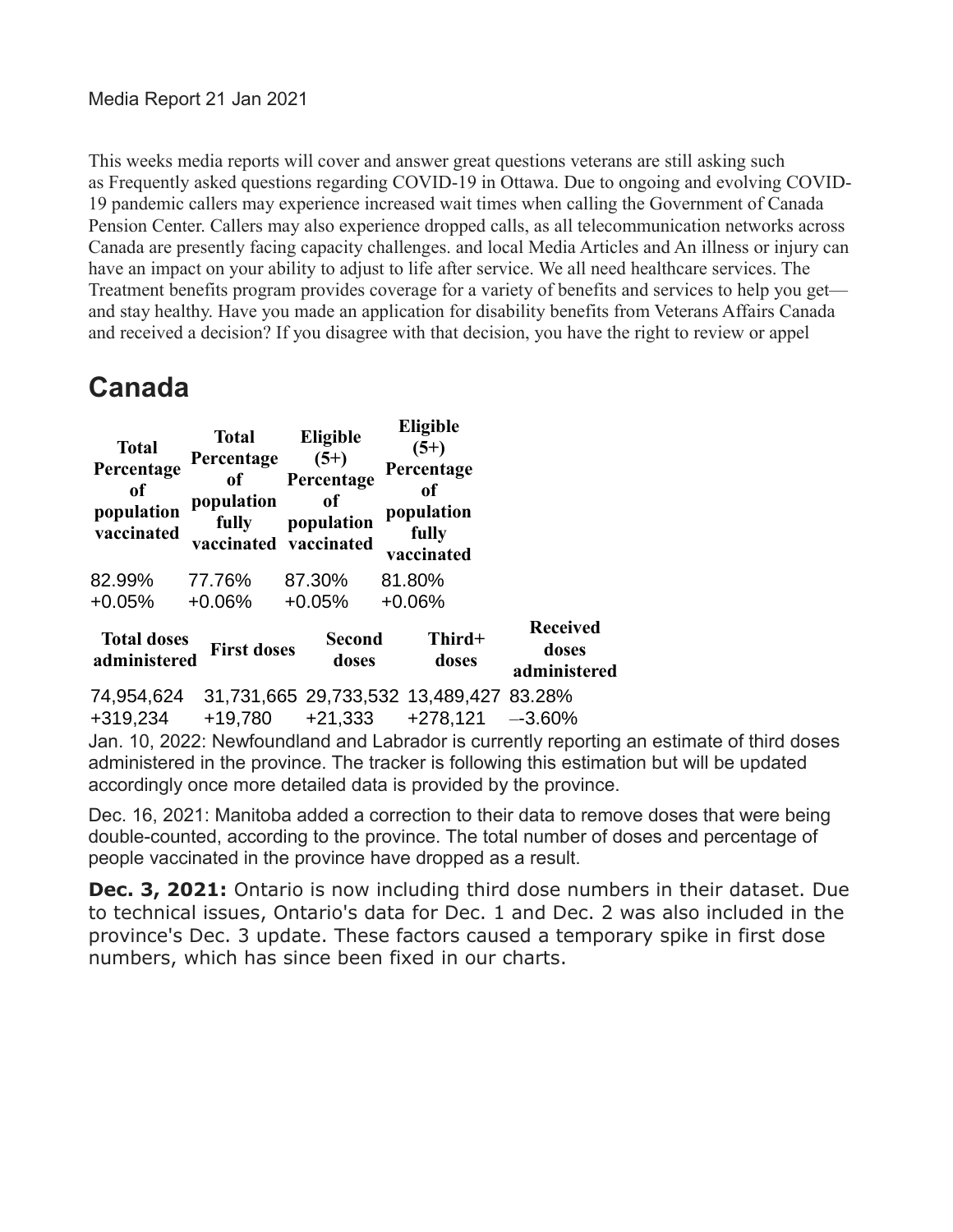Media Report 21 Jan 2021

This weeks media reports will cover and answer great questions veterans are still asking such as Frequently asked questions regarding COVID-19 in Ottawa. Due to ongoing and evolving COVID-19 pandemic callers may experience increased wait times when calling the Government of Canada Pension Center. Callers may also experience dropped calls, as all telecommunication networks across Canada are presently facing capacity challenges. and local Media Articles and An illness or injury can have an impact on your ability to adjust to life after service. We all need healthcare services. The Treatment benefits program provides coverage for a variety of benefits and services to help you get—and stay healthy. Have you made an application for disability benefits from Veterans Affairs Canada and received a decision? If you disagree with that decision, you have the right to review or appel

## Canada

| Total Percentage of population vaccinated | Total Percentage of population fully vaccinated | Eligible (5+) Percentage of population vaccinated | Eligible (5+) Percentage of population fully vaccinated |
|---|---|---|---|
| 82.99% +0.05% | 77.76% +0.06% | 87.30% +0.05% | 81.80% +0.06% |

| Total doses administered | First doses | Second doses | Third+ doses | Received doses administered |
|---|---|---|---|---|
| 74,954,624 +319,234 | 31,731,665 +19,780 | 29,733,532 +21,333 | 13,489,427 +278,121 | 83.28% –-3.60% |

Jan. 10, 2022: Newfoundland and Labrador is currently reporting an estimate of third doses administered in the province. The tracker is following this estimation but will be updated accordingly once more detailed data is provided by the province.

Dec. 16, 2021: Manitoba added a correction to their data to remove doses that were being double-counted, according to the province. The total number of doses and percentage of people vaccinated in the province have dropped as a result.

**Dec. 3, 2021:** Ontario is now including third dose numbers in their dataset. Due to technical issues, Ontario's data for Dec. 1 and Dec. 2 was also included in the province's Dec. 3 update. These factors caused a temporary spike in first dose numbers, which has since been fixed in our charts.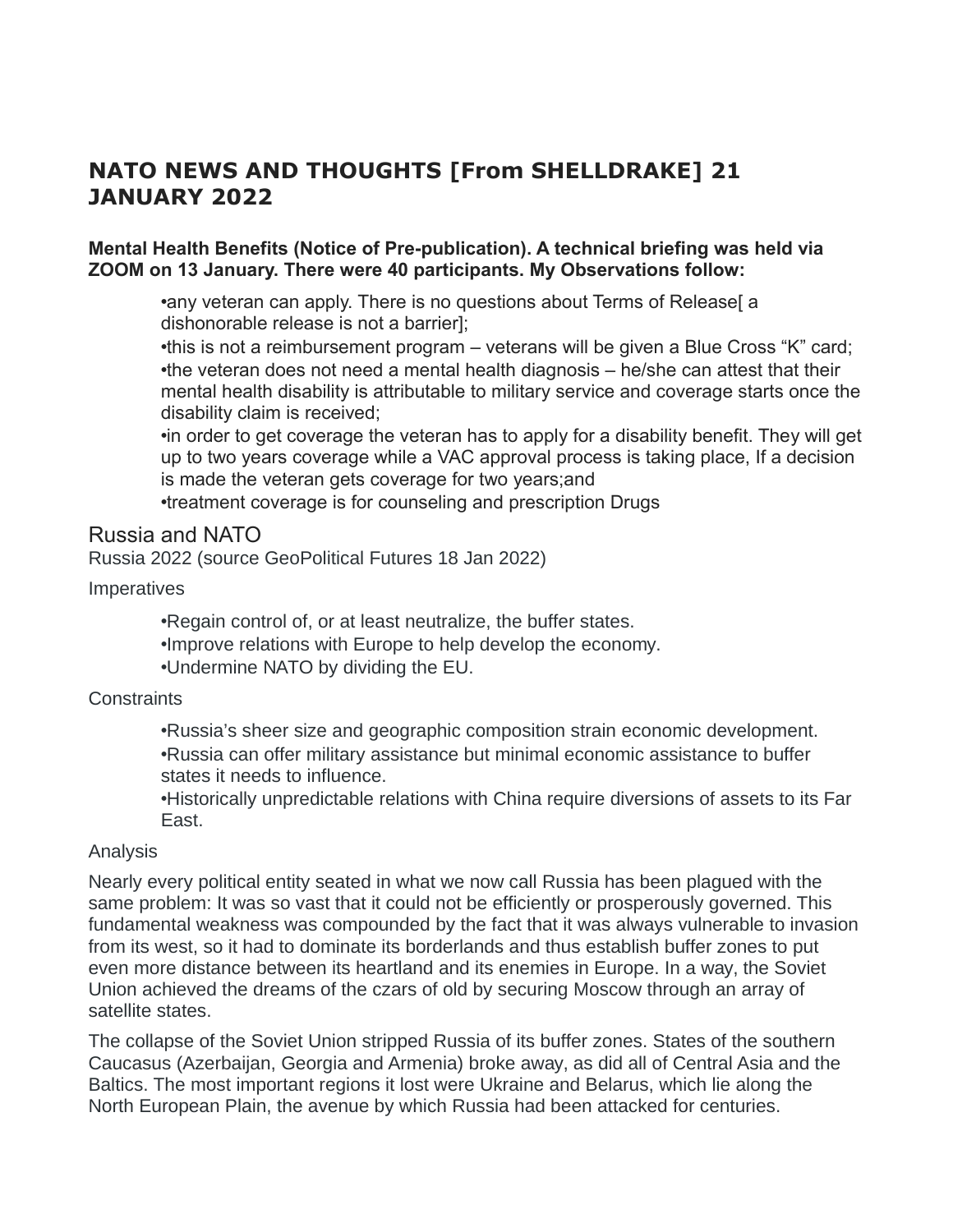# NATO NEWS AND THOUGHTS [From SHELLDRAKE] 21 JANUARY 2022

**Mental Health Benefits (Notice of Pre-publication). A technical briefing was held via ZOOM on 13 January. There were 40 participants. My Observations follow:**

- •any veteran can apply. There is no questions about Terms of Release[ a dishonorable release is not a barrier];
- •this is not a reimbursement program – veterans will be given a Blue Cross “K” card;
- •the veteran does not need a mental health diagnosis – he/she can attest that their mental health disability is attributable to military service and coverage starts once the disability claim is received;
- •in order to get coverage the veteran has to apply for a disability benefit. They will get up to two years coverage while a VAC approval process is taking place, If a decision is made the veteran gets coverage for two years;and
- •treatment coverage is for counseling and prescription Drugs

## Russia and NATO

Russia 2022 (source GeoPolitical Futures 18 Jan 2022)

Imperatives

- •Regain control of, or at least neutralize, the buffer states.
- •Improve relations with Europe to help develop the economy.
- •Undermine NATO by dividing the EU.

Constraints

- •Russia’s sheer size and geographic composition strain economic development.
- •Russia can offer military assistance but minimal economic assistance to buffer states it needs to influence.
- •Historically unpredictable relations with China require diversions of assets to its Far East.

Analysis

Nearly every political entity seated in what we now call Russia has been plagued with the same problem: It was so vast that it could not be efficiently or prosperously governed. This fundamental weakness was compounded by the fact that it was always vulnerable to invasion from its west, so it had to dominate its borderlands and thus establish buffer zones to put even more distance between its heartland and its enemies in Europe. In a way, the Soviet Union achieved the dreams of the czars of old by securing Moscow through an array of satellite states.

The collapse of the Soviet Union stripped Russia of its buffer zones. States of the southern Caucasus (Azerbaijan, Georgia and Armenia) broke away, as did all of Central Asia and the Baltics. The most important regions it lost were Ukraine and Belarus, which lie along the North European Plain, the avenue by which Russia had been attacked for centuries.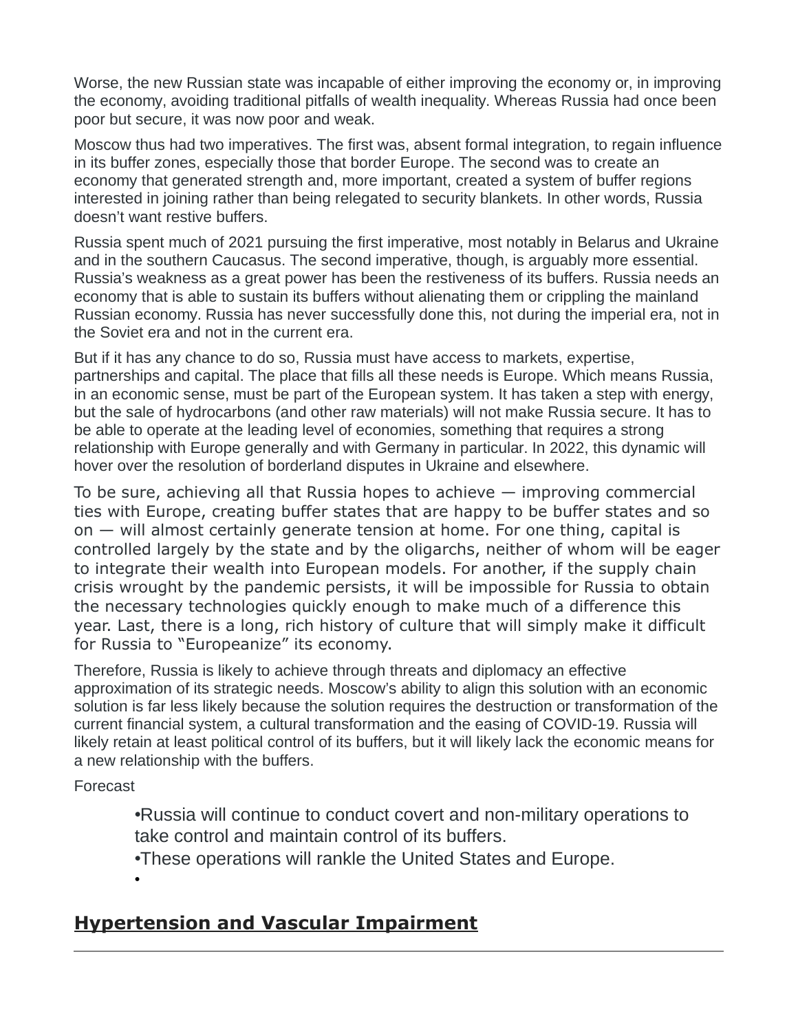Worse, the new Russian state was incapable of either improving the economy or, in improving the economy, avoiding traditional pitfalls of wealth inequality. Whereas Russia had once been poor but secure, it was now poor and weak.

Moscow thus had two imperatives. The first was, absent formal integration, to regain influence in its buffer zones, especially those that border Europe. The second was to create an economy that generated strength and, more important, created a system of buffer regions interested in joining rather than being relegated to security blankets. In other words, Russia doesn't want restive buffers.

Russia spent much of 2021 pursuing the first imperative, most notably in Belarus and Ukraine and in the southern Caucasus. The second imperative, though, is arguably more essential. Russia's weakness as a great power has been the restiveness of its buffers. Russia needs an economy that is able to sustain its buffers without alienating them or crippling the mainland Russian economy. Russia has never successfully done this, not during the imperial era, not in the Soviet era and not in the current era.

But if it has any chance to do so, Russia must have access to markets, expertise, partnerships and capital. The place that fills all these needs is Europe. Which means Russia, in an economic sense, must be part of the European system. It has taken a step with energy, but the sale of hydrocarbons (and other raw materials) will not make Russia secure. It has to be able to operate at the leading level of economies, something that requires a strong relationship with Europe generally and with Germany in particular. In 2022, this dynamic will hover over the resolution of borderland disputes in Ukraine and elsewhere.

To be sure, achieving all that Russia hopes to achieve — improving commercial ties with Europe, creating buffer states that are happy to be buffer states and so on — will almost certainly generate tension at home. For one thing, capital is controlled largely by the state and by the oligarchs, neither of whom will be eager to integrate their wealth into European models. For another, if the supply chain crisis wrought by the pandemic persists, it will be impossible for Russia to obtain the necessary technologies quickly enough to make much of a difference this year. Last, there is a long, rich history of culture that will simply make it difficult for Russia to "Europeanize" its economy.

Therefore, Russia is likely to achieve through threats and diplomacy an effective approximation of its strategic needs. Moscow's ability to align this solution with an economic solution is far less likely because the solution requires the destruction or transformation of the current financial system, a cultural transformation and the easing of COVID-19. Russia will likely retain at least political control of its buffers, but it will likely lack the economic means for a new relationship with the buffers.

Forecast

- Russia will continue to conduct covert and non-military operations to take control and maintain control of its buffers.
- These operations will rankle the United States and Europe.
- 

## **Hypertension and Vascular Impairment**

---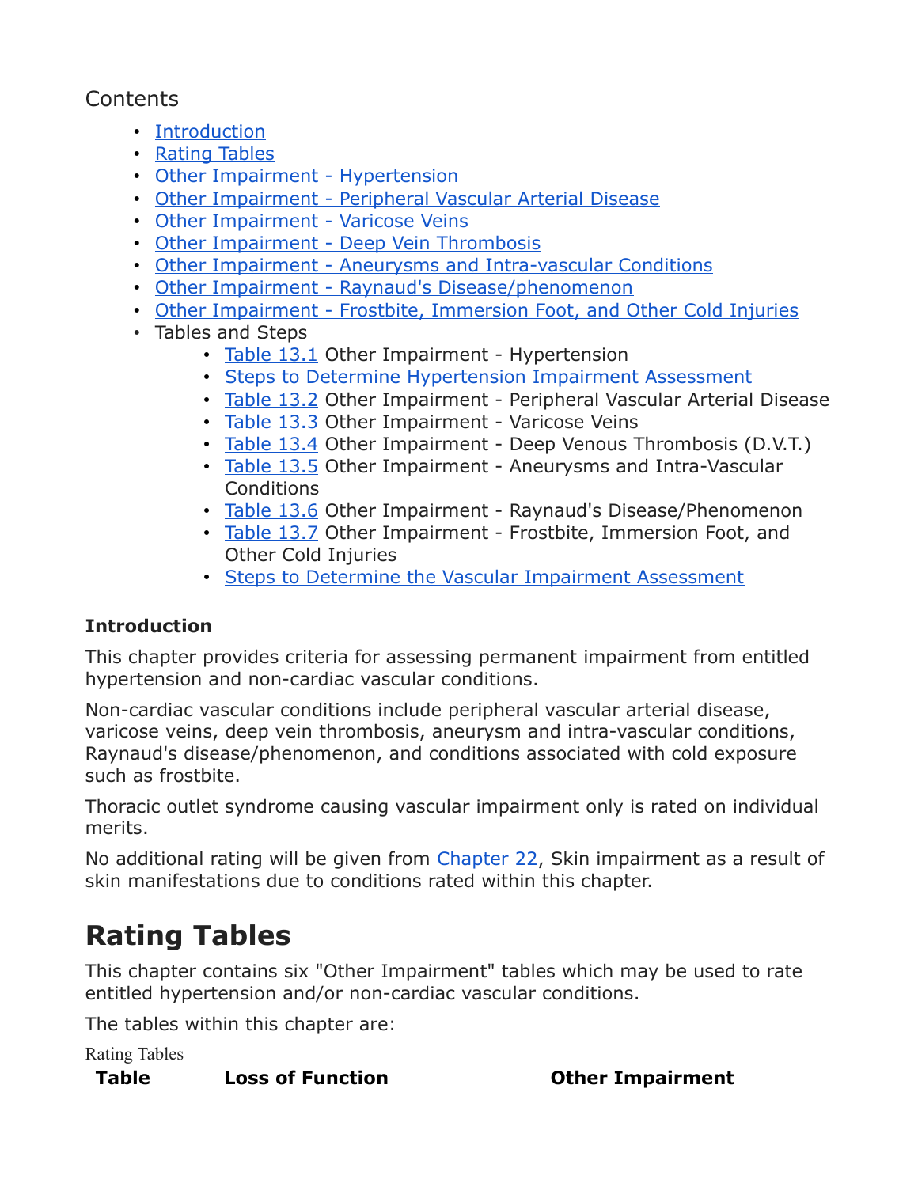Contents

- Introduction
- Rating Tables
- Other Impairment - Hypertension
- Other Impairment - Peripheral Vascular Arterial Disease
- Other Impairment - Varicose Veins
- Other Impairment - Deep Vein Thrombosis
- Other Impairment - Aneurysms and Intra-vascular Conditions
- Other Impairment - Raynaud's Disease/phenomenon
- Other Impairment - Frostbite, Immersion Foot, and Other Cold Injuries
- Tables and Steps
  - Table 13.1 Other Impairment - Hypertension
  - Steps to Determine Hypertension Impairment Assessment
  - Table 13.2 Other Impairment - Peripheral Vascular Arterial Disease
  - Table 13.3 Other Impairment - Varicose Veins
  - Table 13.4 Other Impairment - Deep Venous Thrombosis (D.V.T.)
  - Table 13.5 Other Impairment - Aneurysms and Intra-Vascular Conditions
  - Table 13.6 Other Impairment - Raynaud's Disease/Phenomenon
  - Table 13.7 Other Impairment - Frostbite, Immersion Foot, and Other Cold Injuries
  - Steps to Determine the Vascular Impairment Assessment

**Introduction**

This chapter provides criteria for assessing permanent impairment from entitled hypertension and non-cardiac vascular conditions.

Non-cardiac vascular conditions include peripheral vascular arterial disease, varicose veins, deep vein thrombosis, aneurysm and intra-vascular conditions, Raynaud's disease/phenomenon, and conditions associated with cold exposure such as frostbite.

Thoracic outlet syndrome causing vascular impairment only is rated on individual merits.

No additional rating will be given from Chapter 22, Skin impairment as a result of skin manifestations due to conditions rated within this chapter.

# Rating Tables

This chapter contains six "Other Impairment" tables which may be used to rate entitled hypertension and/or non-cardiac vascular conditions.

The tables within this chapter are:

Rating Tables

| Table | Loss of Function | Other Impairment |
|---|---|---|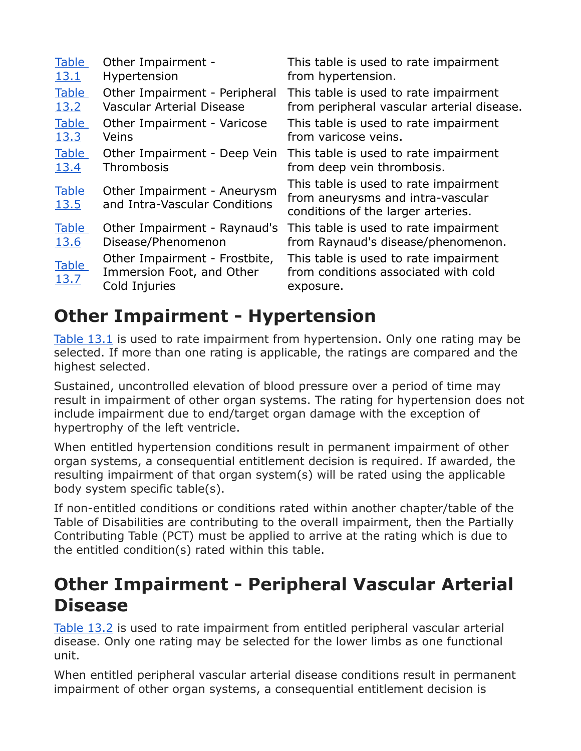| | | |
|---|---|---|
| Table 13.1 | Other Impairment - Hypertension | This table is used to rate impairment from hypertension. |
| Table 13.2 | Other Impairment - Peripheral Vascular Arterial Disease | This table is used to rate impairment from peripheral vascular arterial disease. |
| Table 13.3 | Other Impairment - Varicose Veins | This table is used to rate impairment from varicose veins. |
| Table 13.4 | Other Impairment - Deep Vein Thrombosis | This table is used to rate impairment from deep vein thrombosis. |
| Table 13.5 | Other Impairment - Aneurysm and Intra-Vascular Conditions | This table is used to rate impairment from aneurysms and intra-vascular conditions of the larger arteries. |
| Table 13.6 | Other Impairment - Raynaud's Disease/Phenomenon | This table is used to rate impairment from Raynaud's disease/phenomenon. |
| Table 13.7 | Other Impairment - Frostbite, Immersion Foot, and Other Cold Injuries | This table is used to rate impairment from conditions associated with cold exposure. |

# Other Impairment - Hypertension

Table 13.1 is used to rate impairment from hypertension. Only one rating may be selected. If more than one rating is applicable, the ratings are compared and the highest selected.

Sustained, uncontrolled elevation of blood pressure over a period of time may result in impairment of other organ systems. The rating for hypertension does not include impairment due to end/target organ damage with the exception of hypertrophy of the left ventricle.

When entitled hypertension conditions result in permanent impairment of other organ systems, a consequential entitlement decision is required. If awarded, the resulting impairment of that organ system(s) will be rated using the applicable body system specific table(s).

If non-entitled conditions or conditions rated within another chapter/table of the Table of Disabilities are contributing to the overall impairment, then the Partially Contributing Table (PCT) must be applied to arrive at the rating which is due to the entitled condition(s) rated within this table.

# Other Impairment - Peripheral Vascular Arterial Disease

Table 13.2 is used to rate impairment from entitled peripheral vascular arterial disease. Only one rating may be selected for the lower limbs as one functional unit.

When entitled peripheral vascular arterial disease conditions result in permanent impairment of other organ systems, a consequential entitlement decision is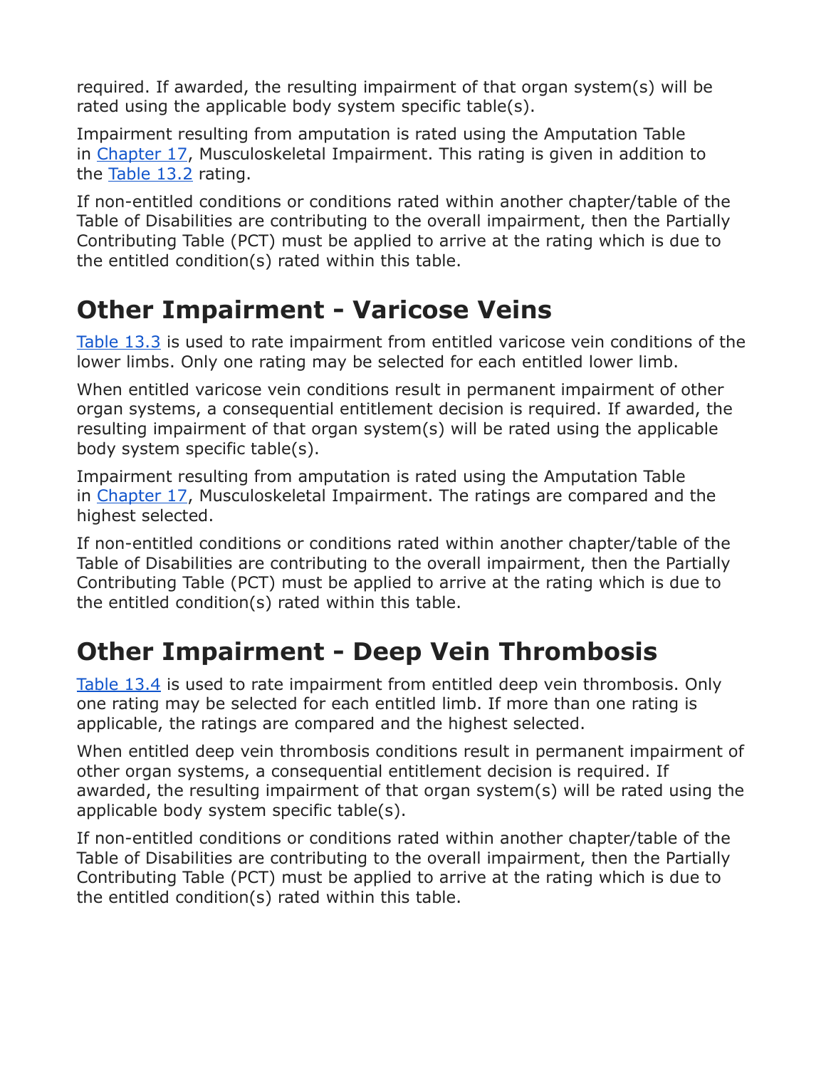required. If awarded, the resulting impairment of that organ system(s) will be rated using the applicable body system specific table(s).

Impairment resulting from amputation is rated using the Amputation Table in Chapter 17, Musculoskeletal Impairment. This rating is given in addition to the Table 13.2 rating.

If non-entitled conditions or conditions rated within another chapter/table of the Table of Disabilities are contributing to the overall impairment, then the Partially Contributing Table (PCT) must be applied to arrive at the rating which is due to the entitled condition(s) rated within this table.

# Other Impairment - Varicose Veins

Table 13.3 is used to rate impairment from entitled varicose vein conditions of the lower limbs. Only one rating may be selected for each entitled lower limb.

When entitled varicose vein conditions result in permanent impairment of other organ systems, a consequential entitlement decision is required. If awarded, the resulting impairment of that organ system(s) will be rated using the applicable body system specific table(s).

Impairment resulting from amputation is rated using the Amputation Table in Chapter 17, Musculoskeletal Impairment. The ratings are compared and the highest selected.

If non-entitled conditions or conditions rated within another chapter/table of the Table of Disabilities are contributing to the overall impairment, then the Partially Contributing Table (PCT) must be applied to arrive at the rating which is due to the entitled condition(s) rated within this table.

# Other Impairment - Deep Vein Thrombosis

Table 13.4 is used to rate impairment from entitled deep vein thrombosis. Only one rating may be selected for each entitled limb. If more than one rating is applicable, the ratings are compared and the highest selected.

When entitled deep vein thrombosis conditions result in permanent impairment of other organ systems, a consequential entitlement decision is required. If awarded, the resulting impairment of that organ system(s) will be rated using the applicable body system specific table(s).

If non-entitled conditions or conditions rated within another chapter/table of the Table of Disabilities are contributing to the overall impairment, then the Partially Contributing Table (PCT) must be applied to arrive at the rating which is due to the entitled condition(s) rated within this table.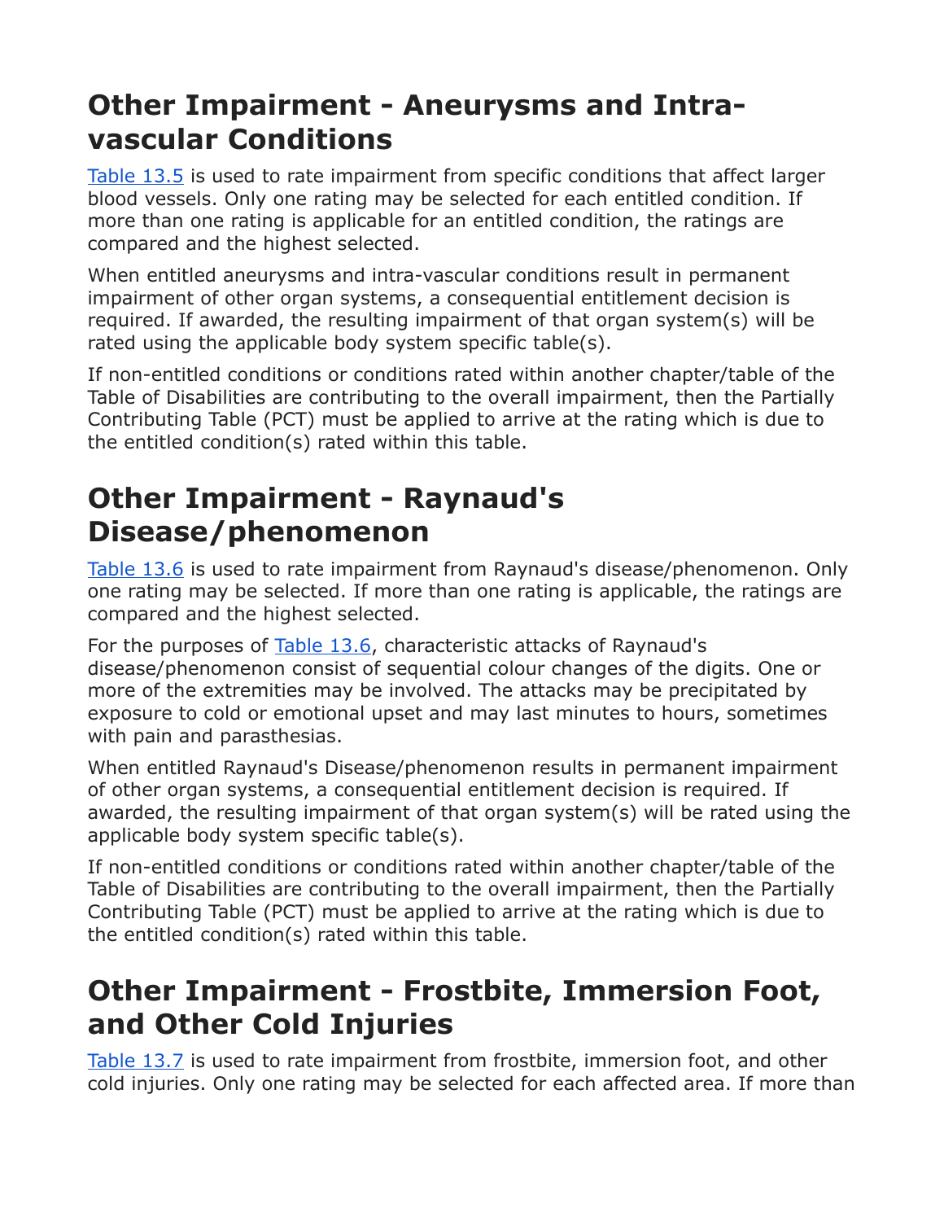## Other Impairment - Aneurysms and Intra-vascular Conditions

Table 13.5 is used to rate impairment from specific conditions that affect larger blood vessels. Only one rating may be selected for each entitled condition. If more than one rating is applicable for an entitled condition, the ratings are compared and the highest selected.

When entitled aneurysms and intra-vascular conditions result in permanent impairment of other organ systems, a consequential entitlement decision is required. If awarded, the resulting impairment of that organ system(s) will be rated using the applicable body system specific table(s).

If non-entitled conditions or conditions rated within another chapter/table of the Table of Disabilities are contributing to the overall impairment, then the Partially Contributing Table (PCT) must be applied to arrive at the rating which is due to the entitled condition(s) rated within this table.

## Other Impairment - Raynaud's Disease/phenomenon

Table 13.6 is used to rate impairment from Raynaud's disease/phenomenon. Only one rating may be selected. If more than one rating is applicable, the ratings are compared and the highest selected.

For the purposes of Table 13.6, characteristic attacks of Raynaud's disease/phenomenon consist of sequential colour changes of the digits. One or more of the extremities may be involved. The attacks may be precipitated by exposure to cold or emotional upset and may last minutes to hours, sometimes with pain and parasthesias.

When entitled Raynaud's Disease/phenomenon results in permanent impairment of other organ systems, a consequential entitlement decision is required. If awarded, the resulting impairment of that organ system(s) will be rated using the applicable body system specific table(s).

If non-entitled conditions or conditions rated within another chapter/table of the Table of Disabilities are contributing to the overall impairment, then the Partially Contributing Table (PCT) must be applied to arrive at the rating which is due to the entitled condition(s) rated within this table.

## Other Impairment - Frostbite, Immersion Foot, and Other Cold Injuries

Table 13.7 is used to rate impairment from frostbite, immersion foot, and other cold injuries. Only one rating may be selected for each affected area. If more than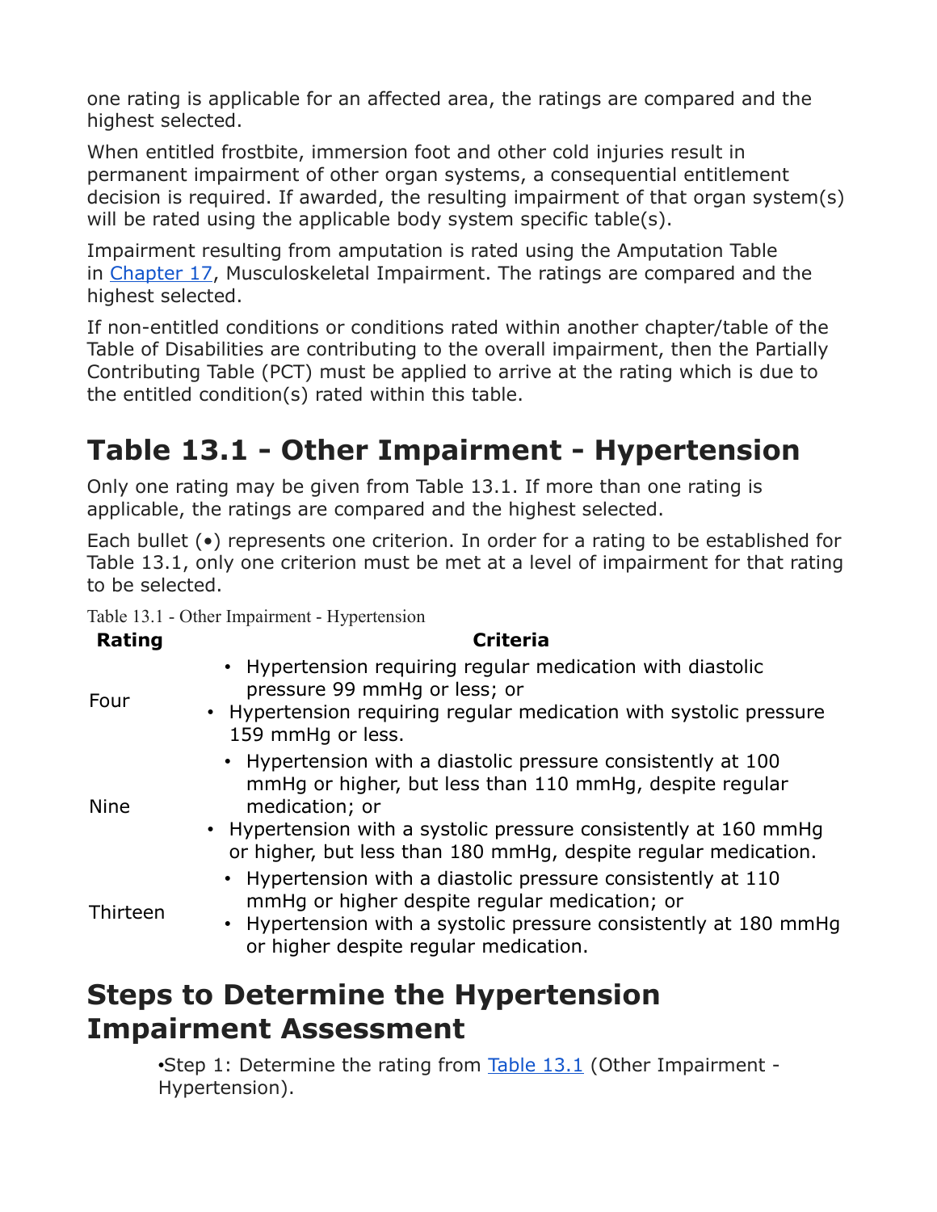one rating is applicable for an affected area, the ratings are compared and the highest selected.

When entitled frostbite, immersion foot and other cold injuries result in permanent impairment of other organ systems, a consequential entitlement decision is required. If awarded, the resulting impairment of that organ system(s) will be rated using the applicable body system specific table(s).

Impairment resulting from amputation is rated using the Amputation Table in Chapter 17, Musculoskeletal Impairment. The ratings are compared and the highest selected.

If non-entitled conditions or conditions rated within another chapter/table of the Table of Disabilities are contributing to the overall impairment, then the Partially Contributing Table (PCT) must be applied to arrive at the rating which is due to the entitled condition(s) rated within this table.

# Table 13.1 - Other Impairment - Hypertension

Only one rating may be given from Table 13.1. If more than one rating is applicable, the ratings are compared and the highest selected.

Each bullet (•) represents one criterion. In order for a rating to be established for Table 13.1, only one criterion must be met at a level of impairment for that rating to be selected.

Table 13.1 - Other Impairment - Hypertension

| Rating | Criteria |
| --- | --- |
| Four | • Hypertension requiring regular medication with diastolic pressure 99 mmHg or less; or<br>• Hypertension requiring regular medication with systolic pressure 159 mmHg or less. |
| Nine | • Hypertension with a diastolic pressure consistently at 100 mmHg or higher, but less than 110 mmHg, despite regular medication; or<br>• Hypertension with a systolic pressure consistently at 160 mmHg or higher, but less than 180 mmHg, despite regular medication. |
| Thirteen | • Hypertension with a diastolic pressure consistently at 110 mmHg or higher despite regular medication; or<br>• Hypertension with a systolic pressure consistently at 180 mmHg or higher despite regular medication. |

# Steps to Determine the Hypertension Impairment Assessment

- Step 1: Determine the rating from Table 13.1 (Other Impairment - Hypertension).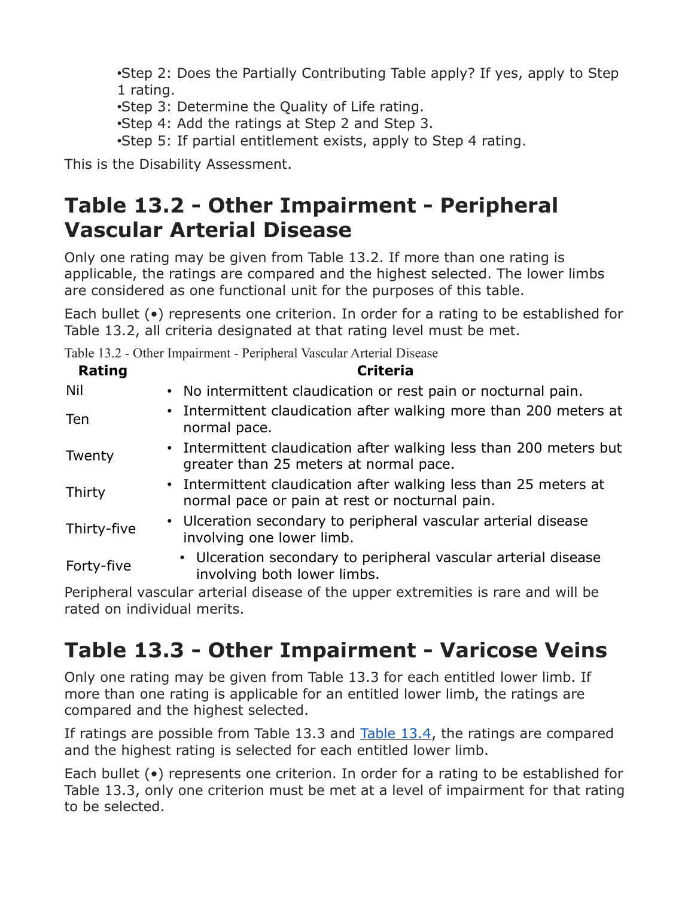•Step 2: Does the Partially Contributing Table apply? If yes, apply to Step 1 rating.
•Step 3: Determine the Quality of Life rating.
•Step 4: Add the ratings at Step 2 and Step 3.
•Step 5: If partial entitlement exists, apply to Step 4 rating.

This is the Disability Assessment.

# Table 13.2 - Other Impairment - Peripheral Vascular Arterial Disease

Only one rating may be given from Table 13.2. If more than one rating is applicable, the ratings are compared and the highest selected. The lower limbs are considered as one functional unit for the purposes of this table.

Each bullet (•) represents one criterion. In order for a rating to be established for Table 13.2, all criteria designated at that rating level must be met.

Table 13.2 - Other Impairment - Peripheral Vascular Arterial Disease

| Rating | Criteria |
| --- | --- |
| Nil | • No intermittent claudication or rest pain or nocturnal pain. |
| Ten | • Intermittent claudication after walking more than 200 meters at normal pace. |
| Twenty | • Intermittent claudication after walking less than 200 meters but greater than 25 meters at normal pace. |
| Thirty | • Intermittent claudication after walking less than 25 meters at normal pace or pain at rest or nocturnal pain. |
| Thirty-five | • Ulceration secondary to peripheral vascular arterial disease involving one lower limb. |
| Forty-five | • Ulceration secondary to peripheral vascular arterial disease involving both lower limbs. |

Peripheral vascular arterial disease of the upper extremities is rare and will be rated on individual merits.

# Table 13.3 - Other Impairment - Varicose Veins

Only one rating may be given from Table 13.3 for each entitled lower limb. If more than one rating is applicable for an entitled lower limb, the ratings are compared and the highest selected.

If ratings are possible from Table 13.3 and Table 13.4, the ratings are compared and the highest rating is selected for each entitled lower limb.

Each bullet (•) represents one criterion. In order for a rating to be established for Table 13.3, only one criterion must be met at a level of impairment for that rating to be selected.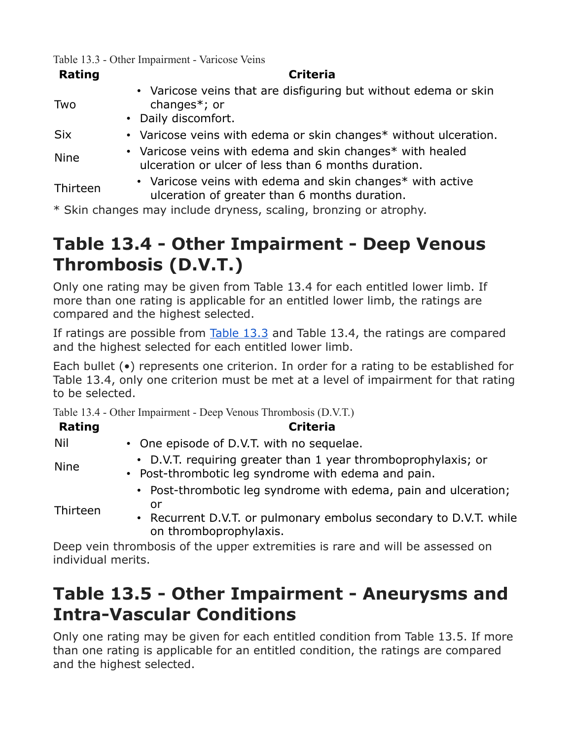Table 13.3 - Other Impairment - Varicose Veins

| Rating | Criteria |
|---|---|
| Two | • Varicose veins that are disfiguring but without edema or skin changes*; or<br>• Daily discomfort. |
| Six | • Varicose veins with edema or skin changes* without ulceration. |
| Nine | • Varicose veins with edema and skin changes* with healed ulceration or ulcer of less than 6 months duration. |
| Thirteen | • Varicose veins with edema and skin changes* with active ulceration of greater than 6 months duration. |

* Skin changes may include dryness, scaling, bronzing or atrophy.

# Table 13.4 - Other Impairment - Deep Venous Thrombosis (D.V.T.)

Only one rating may be given from Table 13.4 for each entitled lower limb. If more than one rating is applicable for an entitled lower limb, the ratings are compared and the highest selected.

If ratings are possible from Table 13.3 and Table 13.4, the ratings are compared and the highest selected for each entitled lower limb.

Each bullet (•) represents one criterion. In order for a rating to be established for Table 13.4, only one criterion must be met at a level of impairment for that rating to be selected.

Table 13.4 - Other Impairment - Deep Venous Thrombosis (D.V.T.)

| Rating | Criteria |
|---|---|
| Nil | • One episode of D.V.T. with no sequelae. |
| Nine | • D.V.T. requiring greater than 1 year thromboprophylaxis; or<br>• Post-thrombotic leg syndrome with edema and pain. |
| Thirteen | • Post-thrombotic leg syndrome with edema, pain and ulceration; or<br>• Recurrent D.V.T. or pulmonary embolus secondary to D.V.T. while on thromboprophylaxis. |

Deep vein thrombosis of the upper extremities is rare and will be assessed on individual merits.

# Table 13.5 - Other Impairment - Aneurysms and Intra-Vascular Conditions

Only one rating may be given for each entitled condition from Table 13.5. If more than one rating is applicable for an entitled condition, the ratings are compared and the highest selected.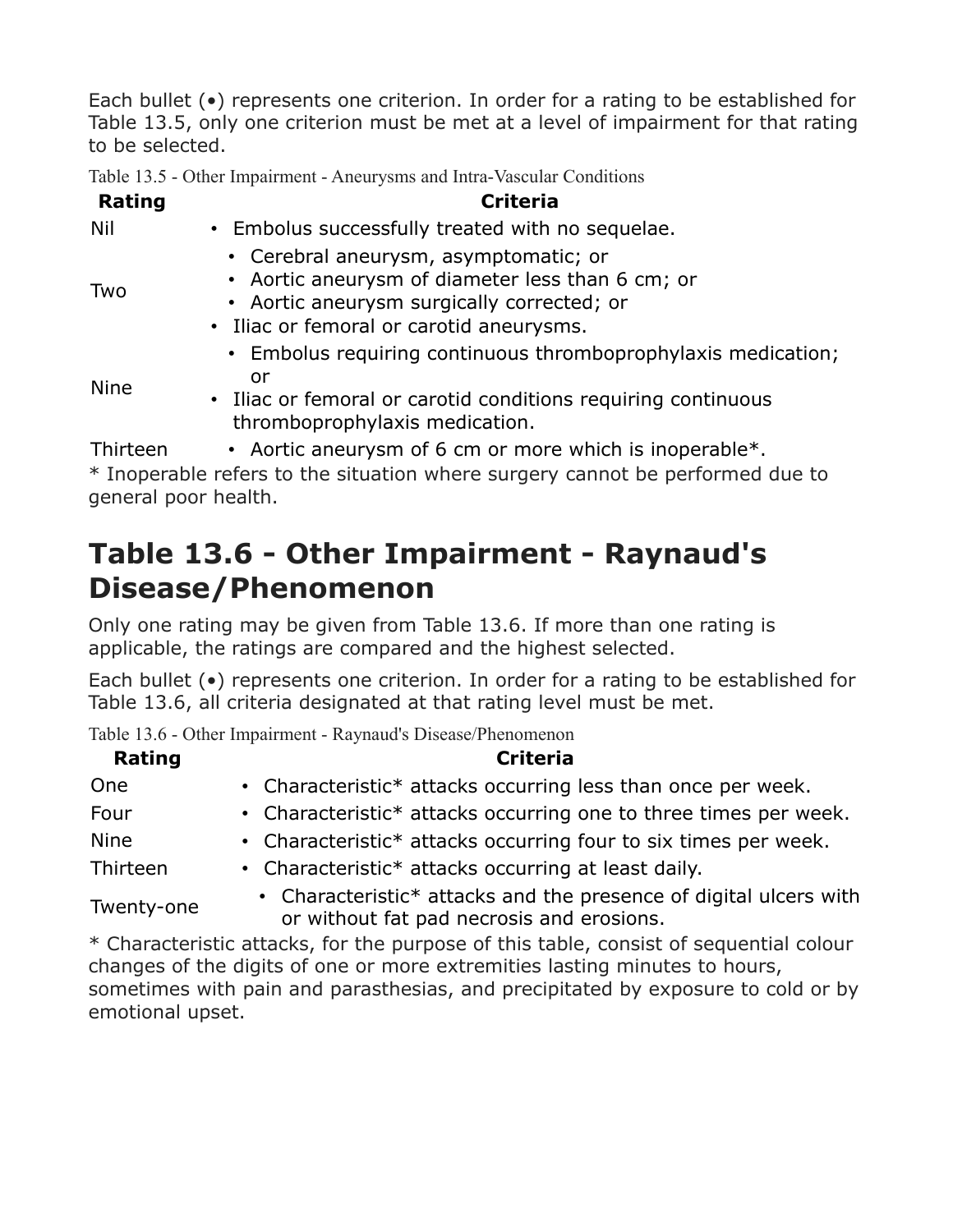Each bullet (•) represents one criterion. In order for a rating to be established for Table 13.5, only one criterion must be met at a level of impairment for that rating to be selected.

Table 13.5 - Other Impairment - Aneurysms and Intra-Vascular Conditions

| Rating | Criteria |
| --- | --- |
| Nil | • Embolus successfully treated with no sequelae. |
| Two | • Cerebral aneurysm, asymptomatic; or<br>• Aortic aneurysm of diameter less than 6 cm; or<br>• Aortic aneurysm surgically corrected; or<br>• Iliac or femoral or carotid aneurysms. |
| Nine | • Embolus requiring continuous thromboprophylaxis medication; or<br>• Iliac or femoral or carotid conditions requiring continuous thromboprophylaxis medication. |
| Thirteen | • Aortic aneurysm of 6 cm or more which is inoperable*. |

* Inoperable refers to the situation where surgery cannot be performed due to general poor health.

## Table 13.6 - Other Impairment - Raynaud's Disease/Phenomenon

Only one rating may be given from Table 13.6. If more than one rating is applicable, the ratings are compared and the highest selected.

Each bullet (•) represents one criterion. In order for a rating to be established for Table 13.6, all criteria designated at that rating level must be met.

Table 13.6 - Other Impairment - Raynaud's Disease/Phenomenon

| Rating | Criteria |
| --- | --- |
| One | • Characteristic* attacks occurring less than once per week. |
| Four | • Characteristic* attacks occurring one to three times per week. |
| Nine | • Characteristic* attacks occurring four to six times per week. |
| Thirteen | • Characteristic* attacks occurring at least daily. |
| Twenty-one | • Characteristic* attacks and the presence of digital ulcers with or without fat pad necrosis and erosions. |

* Characteristic attacks, for the purpose of this table, consist of sequential colour changes of the digits of one or more extremities lasting minutes to hours, sometimes with pain and parasthesias, and precipitated by exposure to cold or by emotional upset.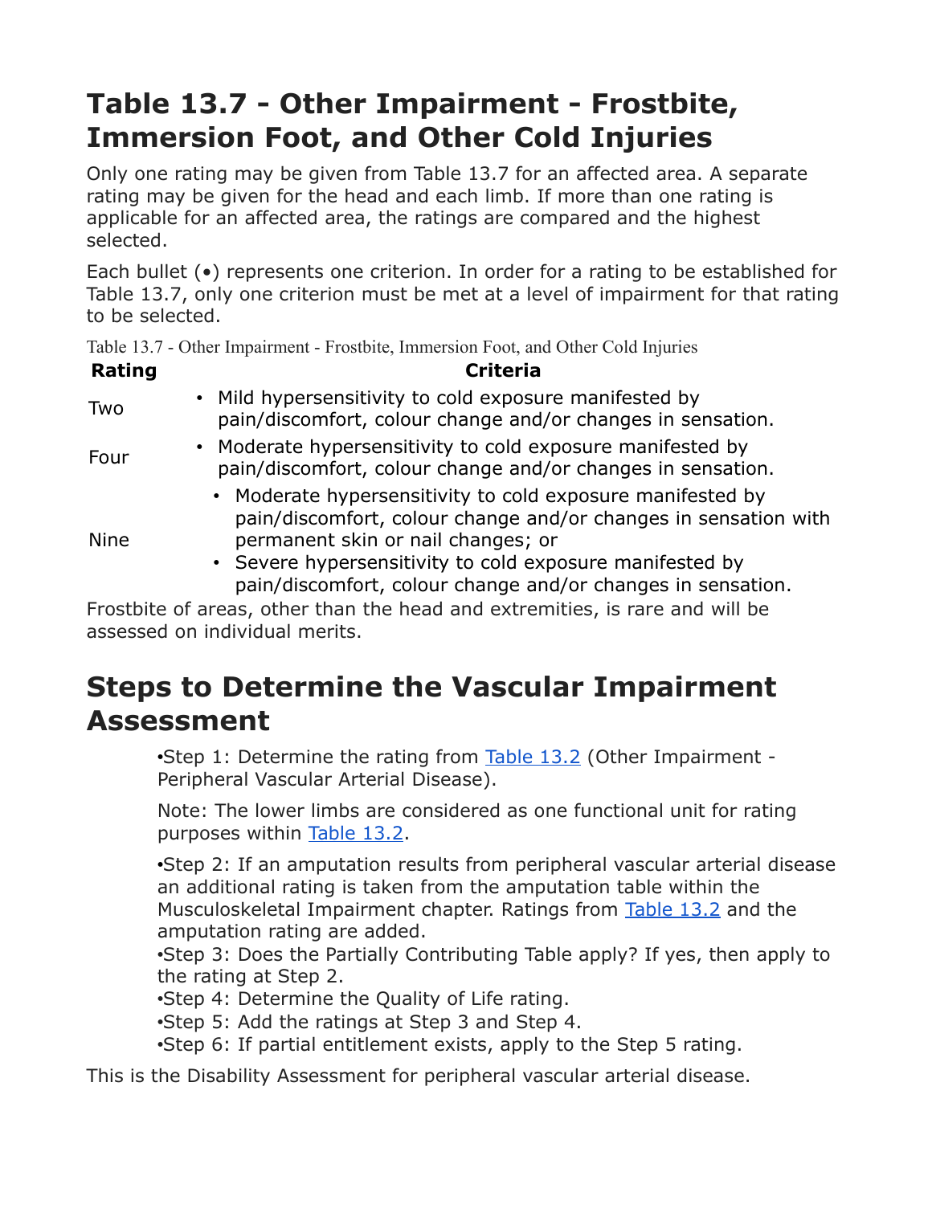# Table 13.7 - Other Impairment - Frostbite, Immersion Foot, and Other Cold Injuries

Only one rating may be given from Table 13.7 for an affected area. A separate rating may be given for the head and each limb. If more than one rating is applicable for an affected area, the ratings are compared and the highest selected.

Each bullet (•) represents one criterion. In order for a rating to be established for Table 13.7, only one criterion must be met at a level of impairment for that rating to be selected.

Table 13.7 - Other Impairment - Frostbite, Immersion Foot, and Other Cold Injuries

| Rating | Criteria |
|---|---|
| Two | • Mild hypersensitivity to cold exposure manifested by pain/discomfort, colour change and/or changes in sensation. |
| Four | • Moderate hypersensitivity to cold exposure manifested by pain/discomfort, colour change and/or changes in sensation. |
| Nine | • Moderate hypersensitivity to cold exposure manifested by pain/discomfort, colour change and/or changes in sensation with permanent skin or nail changes; or<br>• Severe hypersensitivity to cold exposure manifested by pain/discomfort, colour change and/or changes in sensation. |

Frostbite of areas, other than the head and extremities, is rare and will be assessed on individual merits.

# Steps to Determine the Vascular Impairment Assessment

•Step 1: Determine the rating from Table 13.2 (Other Impairment - Peripheral Vascular Arterial Disease).

Note: The lower limbs are considered as one functional unit for rating purposes within Table 13.2.

•Step 2: If an amputation results from peripheral vascular arterial disease an additional rating is taken from the amputation table within the Musculoskeletal Impairment chapter. Ratings from Table 13.2 and the amputation rating are added.
•Step 3: Does the Partially Contributing Table apply? If yes, then apply to the rating at Step 2.
•Step 4: Determine the Quality of Life rating.
•Step 5: Add the ratings at Step 3 and Step 4.
•Step 6: If partial entitlement exists, apply to the Step 5 rating.

This is the Disability Assessment for peripheral vascular arterial disease.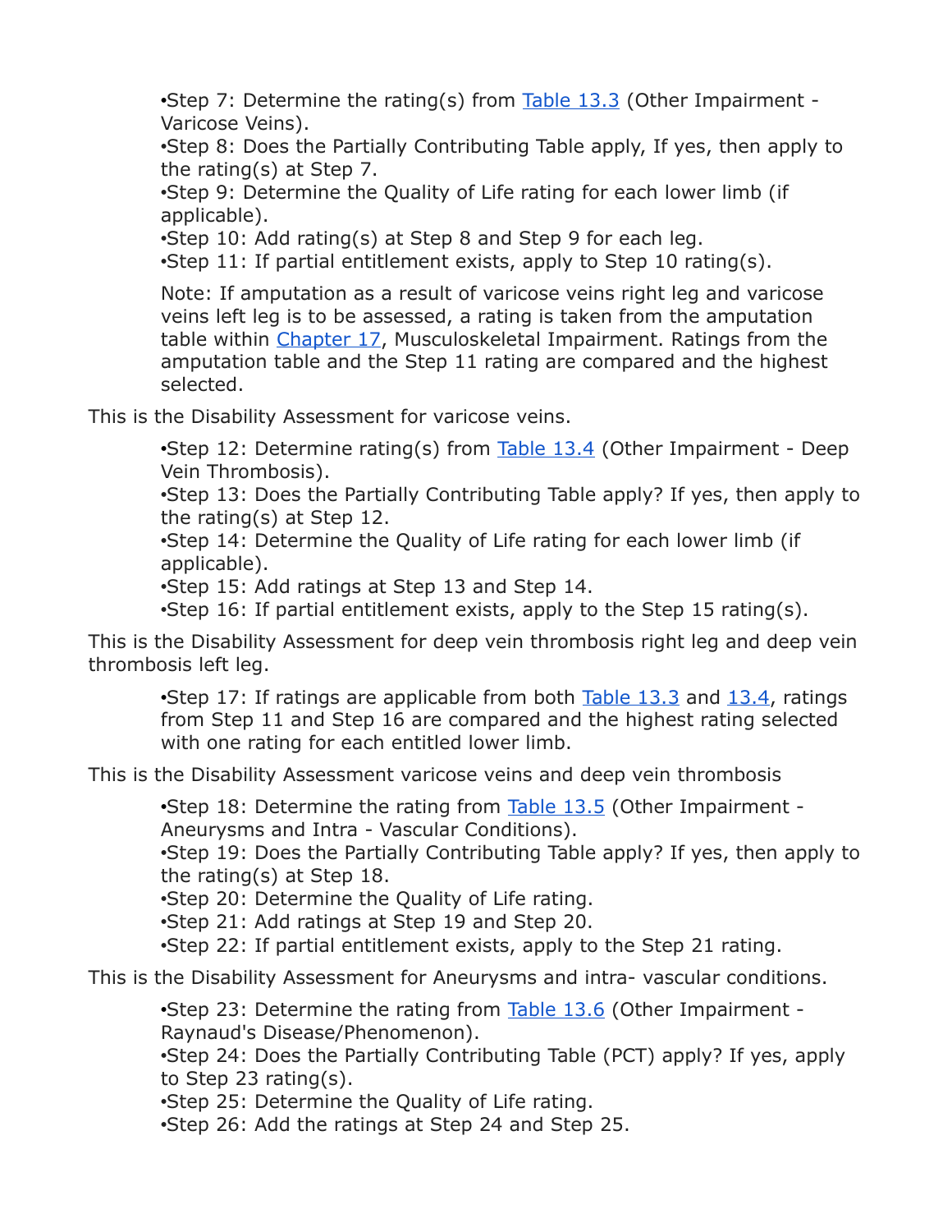- •Step 7: Determine the rating(s) from [Table 13.3] (Other Impairment - Varicose Veins).
- •Step 8: Does the Partially Contributing Table apply, If yes, then apply to the rating(s) at Step 7.
- •Step 9: Determine the Quality of Life rating for each lower limb (if applicable).
- •Step 10: Add rating(s) at Step 8 and Step 9 for each leg.
- •Step 11: If partial entitlement exists, apply to Step 10 rating(s).

  Note: If amputation as a result of varicose veins right leg and varicose veins left leg is to be assessed, a rating is taken from the amputation table within [Chapter 17], Musculoskeletal Impairment. Ratings from the amputation table and the Step 11 rating are compared and the highest selected.

This is the Disability Assessment for varicose veins.

- •Step 12: Determine rating(s) from [Table 13.4] (Other Impairment - Deep Vein Thrombosis).
- •Step 13: Does the Partially Contributing Table apply? If yes, then apply to the rating(s) at Step 12.
- •Step 14: Determine the Quality of Life rating for each lower limb (if applicable).
- •Step 15: Add ratings at Step 13 and Step 14.
- •Step 16: If partial entitlement exists, apply to the Step 15 rating(s).

This is the Disability Assessment for deep vein thrombosis right leg and deep vein thrombosis left leg.

- •Step 17: If ratings are applicable from both [Table 13.3] and [13.4], ratings from Step 11 and Step 16 are compared and the highest rating selected with one rating for each entitled lower limb.

This is the Disability Assessment varicose veins and deep vein thrombosis

- •Step 18: Determine the rating from [Table 13.5] (Other Impairment - Aneurysms and Intra - Vascular Conditions).
- •Step 19: Does the Partially Contributing Table apply? If yes, then apply to the rating(s) at Step 18.
- •Step 20: Determine the Quality of Life rating.
- •Step 21: Add ratings at Step 19 and Step 20.
- •Step 22: If partial entitlement exists, apply to the Step 21 rating.

This is the Disability Assessment for Aneurysms and intra- vascular conditions.

- •Step 23: Determine the rating from [Table 13.6] (Other Impairment - Raynaud's Disease/Phenomenon).
- •Step 24: Does the Partially Contributing Table (PCT) apply? If yes, apply to Step 23 rating(s).
- •Step 25: Determine the Quality of Life rating.
- •Step 26: Add the ratings at Step 24 and Step 25.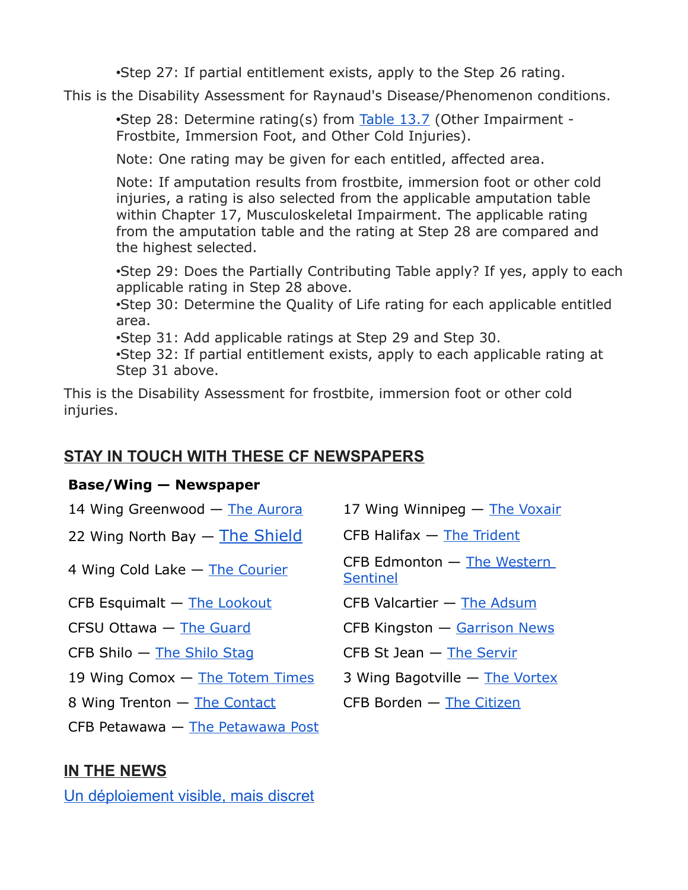- Step 27: If partial entitlement exists, apply to the Step 26 rating.

This is the Disability Assessment for Raynaud's Disease/Phenomenon conditions.

- Step 28: Determine rating(s) from Table 13.7 (Other Impairment - Frostbite, Immersion Foot, and Other Cold Injuries).

  Note: One rating may be given for each entitled, affected area.

  Note: If amputation results from frostbite, immersion foot or other cold injuries, a rating is also selected from the applicable amputation table within Chapter 17, Musculoskeletal Impairment. The applicable rating from the amputation table and the rating at Step 28 are compared and the highest selected.

- Step 29: Does the Partially Contributing Table apply? If yes, apply to each applicable rating in Step 28 above.
- Step 30: Determine the Quality of Life rating for each applicable entitled area.
- Step 31: Add applicable ratings at Step 29 and Step 30.
- Step 32: If partial entitlement exists, apply to each applicable rating at Step 31 above.

This is the Disability Assessment for frostbite, immersion foot or other cold injuries.

## STAY IN TOUCH WITH THESE CF NEWSPAPERS

**Base/Wing — Newspaper**

- 14 Wing Greenwood — The Aurora
- 22 Wing North Bay — The Shield
- 4 Wing Cold Lake — The Courier
- CFB Esquimalt — The Lookout
- CFSU Ottawa — The Guard
- CFB Shilo — The Shilo Stag
- 19 Wing Comox — The Totem Times
- 8 Wing Trenton — The Contact
- CFB Petawawa — The Petawawa Post
- 17 Wing Winnipeg — The Voxair
- CFB Halifax — The Trident
- CFB Edmonton — The Western Sentinel
- CFB Valcartier — The Adsum
- CFB Kingston — Garrison News
- CFB St Jean — The Servir
- 3 Wing Bagotville — The Vortex
- CFB Borden — The Citizen

## IN THE NEWS

Un déploiement visible, mais discret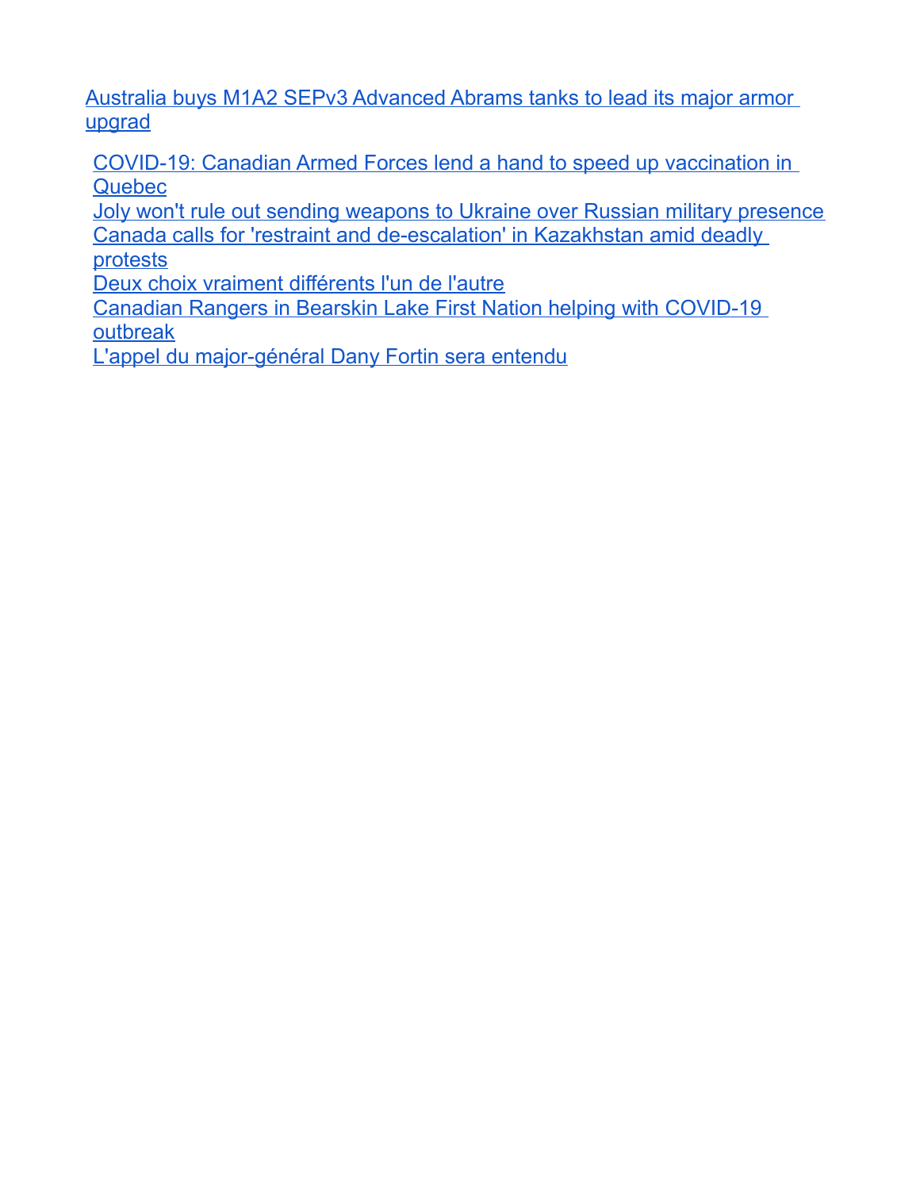Australia buys M1A2 SEPv3 Advanced Abrams tanks to lead its major armor upgrad

COVID-19: Canadian Armed Forces lend a hand to speed up vaccination in Quebec
Joly won't rule out sending weapons to Ukraine over Russian military presence
Canada calls for 'restraint and de-escalation' in Kazakhstan amid deadly protests
Deux choix vraiment différents l'un de l'autre
Canadian Rangers in Bearskin Lake First Nation helping with COVID-19 outbreak
L'appel du major-général Dany Fortin sera entendu